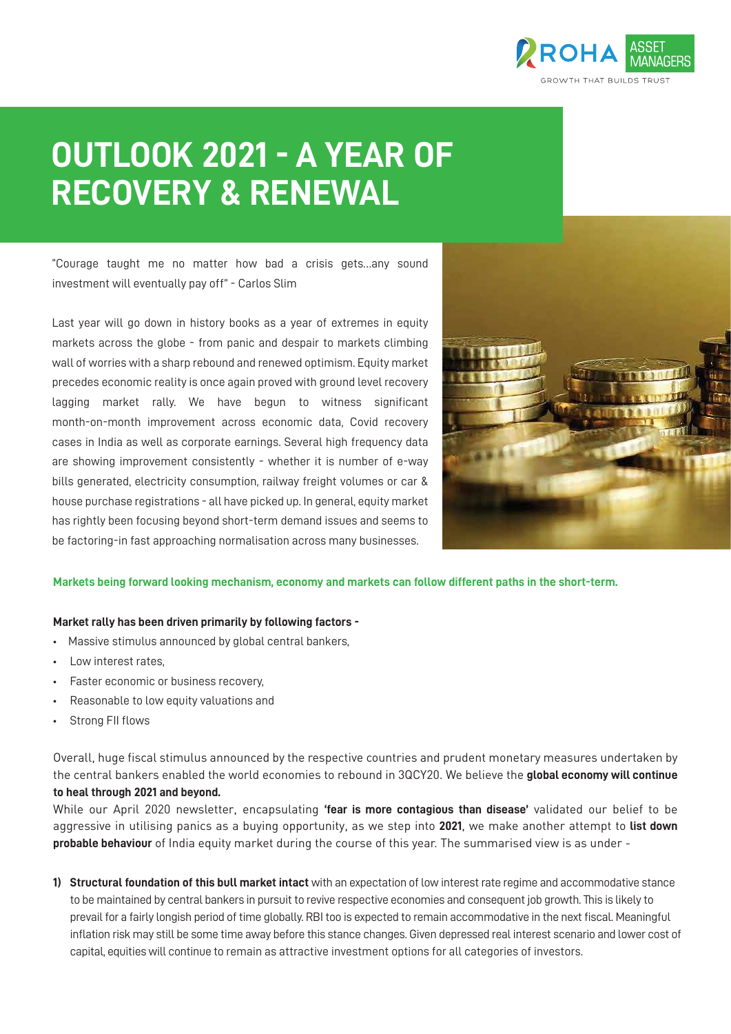# OUTLOOK 2021 - A YEAR OF RECOVERY & RENEWAL

"Courage taught me no matter how bad a crisis gets…any sound investment will eventually pay off" - Carlos Slim

Last year will go down in history books as a year of extremes in equity markets across the globe - from panic and despair to markets climbing wall of worries with a sharp rebound and renewed optimism. Equity market precedes economic reality is once again proved with ground level recovery lagging market rally. We have begun to witness significant month-on-month improvement across economic data, Covid recovery cases in India as well as corporate earnings. Several high frequency data are showing improvement consistently - whether it is number of e-way bills generated, electricity consumption, railway freight volumes or car & house purchase registrations - all have picked up. In general, equity market has rightly been focusing beyond short-term demand issues and seems to be factoring-in fast approaching normalisation across many businesses.

**Markets being forward looking mechanism, economy and markets can follow different paths in the short-term.**

**Market rally has been driven primarily by following factors -**

- Massive stimulus announced by global central bankers,
- Low interest rates,
- Faster economic or business recovery,
- Reasonable to low equity valuations and
- Strong FII flows

Overall, huge fiscal stimulus announced by the respective countries and prudent monetary measures undertaken by the central bankers enabled the world economies to rebound in 3QCY20. We believe the **global economy will continue to heal through 2021 and beyond.**

While our April 2020 newsletter, encapsulating **'fear is more contagious than disease'** validated our belief to be aggressive in utilising panics as a buying opportunity, as we step into **2021**, we make another attempt to **list down probable behaviour** of India equity market during the course of this year. The summarised view is as under -

1) **Structural foundation of this bull market intact** with an expectation of low interest rate regime and accommodative stance to be maintained by central bankers in pursuit to revive respective economies and consequent job growth. This is likely to prevail for a fairly longish period of time globally. RBI too is expected to remain accommodative in the next fiscal. Meaningful inflation risk may still be some time away before this stance changes. Given depressed real interest scenario and lower cost of capital, equities will continue to remain as attractive investment options for all categories of investors.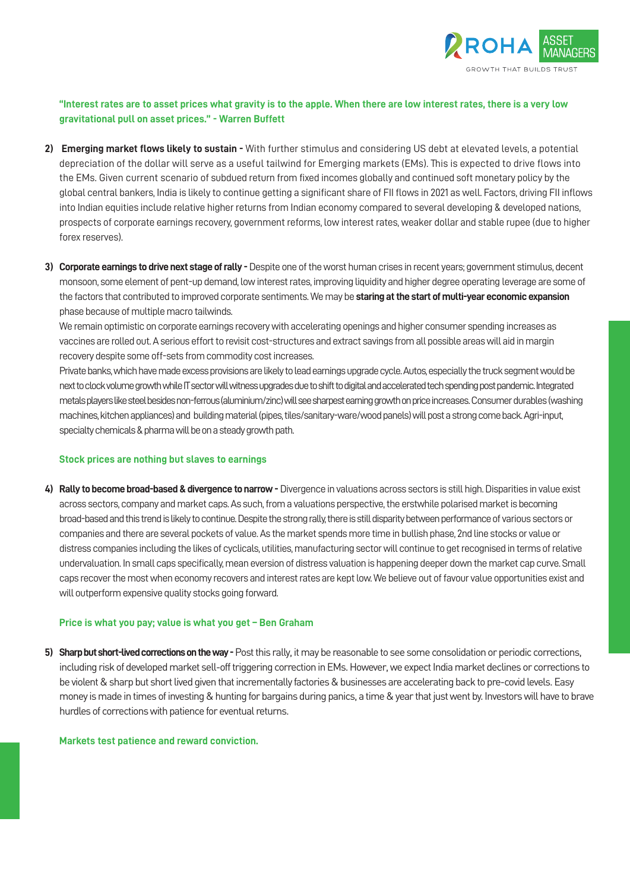**"Interest rates are to asset prices what gravity is to the apple. When there are low interest rates, there is a very low gravitational pull on asset prices." - Warren Buffett**

2) **Emerging market flows likely to sustain -** With further stimulus and considering US debt at elevated levels, a potential depreciation of the dollar will serve as a useful tailwind for Emerging markets (EMs). This is expected to drive flows into the EMs. Given current scenario of subdued return from fixed incomes globally and continued soft monetary policy by the global central bankers, India is likely to continue getting a significant share of FII flows in 2021 as well. Factors, driving FII inflows into Indian equities include relative higher returns from Indian economy compared to several developing & developed nations, prospects of corporate earnings recovery, government reforms, low interest rates, weaker dollar and stable rupee (due to higher forex reserves).

3) **Corporate earnings to drive next stage of rally -** Despite one of the worst human crises in recent years; government stimulus, decent monsoon, some element of pent-up demand, low interest rates, improving liquidity and higher degree operating leverage are some of the factors that contributed to improved corporate sentiments. We may be **staring at the start of multi-year economic expansion** phase because of multiple macro tailwinds.

   We remain optimistic on corporate earnings recovery with accelerating openings and higher consumer spending increases as vaccines are rolled out. A serious effort to revisit cost-structures and extract savings from all possible areas will aid in margin recovery despite some off-sets from commodity cost increases.

   Private banks, which have made excess provisions are likely to lead earnings upgrade cycle. Autos, especially the truck segment would be next to clock volume growth while IT sector will witness upgrades due to shift to digital and accelerated tech spending post pandemic. Integrated metals players like steel besides non-ferrous (aluminium/zinc) will see sharpest earning growth on price increases. Consumer durables (washing machines, kitchen appliances) and building material (pipes, tiles/sanitary-ware/wood panels) will post a strong come back. Agri-input, specialty chemicals & pharma will be on a steady growth path.

**Stock prices are nothing but slaves to earnings**

4) **Rally to become broad-based & divergence to narrow -** Divergence in valuations across sectors is still high. Disparities in value exist across sectors, company and market caps. As such, from a valuations perspective, the erstwhile polarised market is becoming broad-based and this trend is likely to continue. Despite the strong rally, there is still disparity between performance of various sectors or companies and there are several pockets of value. As the market spends more time in bullish phase, 2nd line stocks or value or distress companies including the likes of cyclicals, utilities, manufacturing sector will continue to get recognised in terms of relative undervaluation. In small caps specifically, mean eversion of distress valuation is happening deeper down the market cap curve. Small caps recover the most when economy recovers and interest rates are kept low. We believe out of favour value opportunities exist and will outperform expensive quality stocks going forward.

**Price is what you pay; value is what you get – Ben Graham**

5) **Sharp but short-lived corrections on the way -** Post this rally, it may be reasonable to see some consolidation or periodic corrections, including risk of developed market sell-off triggering correction in EMs. However, we expect India market declines or corrections to be violent & sharp but short lived given that incrementally factories & businesses are accelerating back to pre-covid levels. Easy money is made in times of investing & hunting for bargains during panics, a time & year that just went by. Investors will have to brave hurdles of corrections with patience for eventual returns.

**Markets test patience and reward conviction.**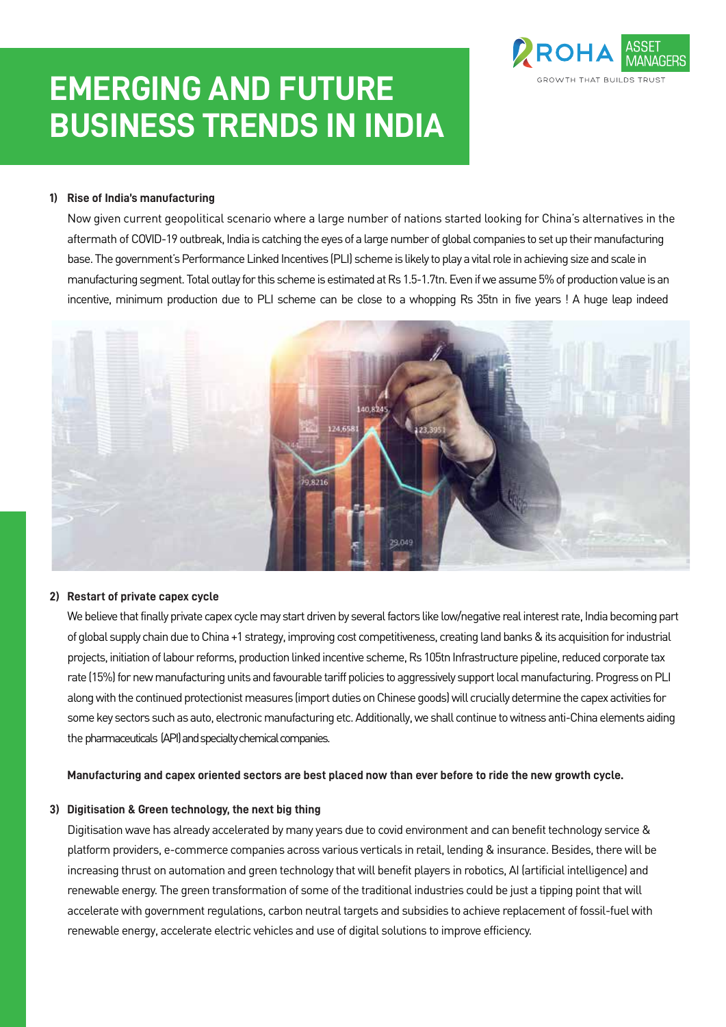# EMERGING AND FUTURE BUSINESS TRENDS IN INDIA

ROHA ASSET MANAGERS
GROWTH THAT BUILDS TRUST

**1) Rise of India's manufacturing**

Now given current geopolitical scenario where a large number of nations started looking for China's alternatives in the aftermath of COVID-19 outbreak, India is catching the eyes of a large number of global companies to set up their manufacturing base. The government's Performance Linked Incentives (PLI) scheme is likely to play a vital role in achieving size and scale in manufacturing segment. Total outlay for this scheme is estimated at Rs 1.5-1.7tn. Even if we assume 5% of production value is an incentive, minimum production due to PLI scheme can be close to a whopping Rs 35tn in five years ! A huge leap indeed

**2) Restart of private capex cycle**

We believe that finally private capex cycle may start driven by several factors like low/negative real interest rate, India becoming part of global supply chain due to China +1 strategy, improving cost competitiveness, creating land banks & its acquisition for industrial projects, initiation of labour reforms, production linked incentive scheme, Rs 105tn Infrastructure pipeline, reduced corporate tax rate (15%) for new manufacturing units and favourable tariff policies to aggressively support local manufacturing. Progress on PLI along with the continued protectionist measures (import duties on Chinese goods) will crucially determine the capex activities for some key sectors such as auto, electronic manufacturing etc. Additionally, we shall continue to witness anti-China elements aiding the pharmaceuticals (API) and specialty chemical companies.

**Manufacturing and capex oriented sectors are best placed now than ever before to ride the new growth cycle.**

**3) Digitisation & Green technology, the next big thing**

Digitisation wave has already accelerated by many years due to covid environment and can benefit technology service & platform providers, e-commerce companies across various verticals in retail, lending & insurance. Besides, there will be increasing thrust on automation and green technology that will benefit players in robotics, AI (artificial intelligence) and renewable energy. The green transformation of some of the traditional industries could be just a tipping point that will accelerate with government regulations, carbon neutral targets and subsidies to achieve replacement of fossil-fuel with renewable energy, accelerate electric vehicles and use of digital solutions to improve efficiency.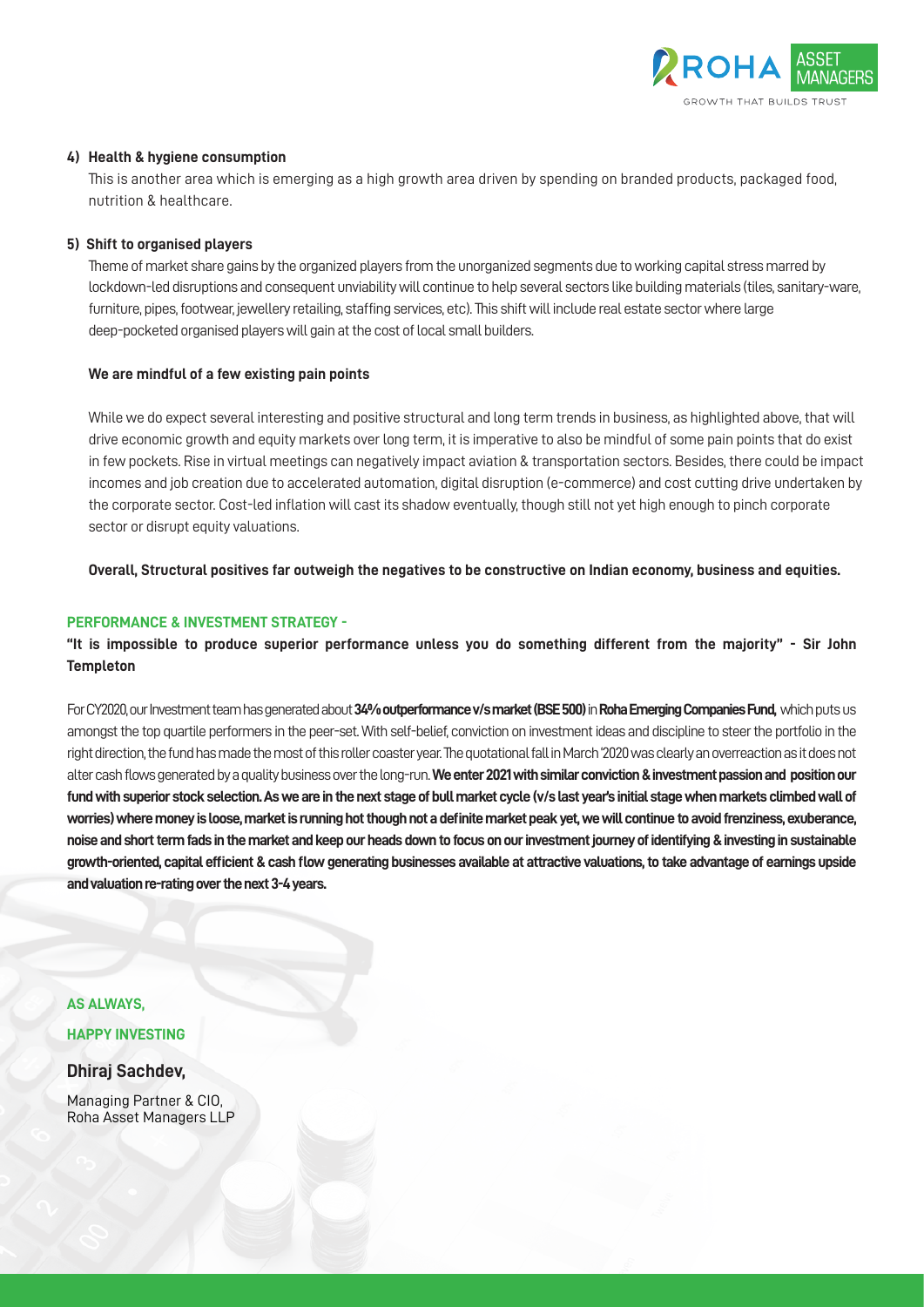**4) Health & hygiene consumption**

This is another area which is emerging as a high growth area driven by spending on branded products, packaged food, nutrition & healthcare.

**5) Shift to organised players**

Theme of market share gains by the organized players from the unorganized segments due to working capital stress marred by lockdown-led disruptions and consequent unviability will continue to help several sectors like building materials (tiles, sanitary-ware, furniture, pipes, footwear, jewellery retailing, staffing services, etc). This shift will include real estate sector where large deep-pocketed organised players will gain at the cost of local small builders.

**We are mindful of a few existing pain points**

While we do expect several interesting and positive structural and long term trends in business, as highlighted above, that will drive economic growth and equity markets over long term, it is imperative to also be mindful of some pain points that do exist in few pockets. Rise in virtual meetings can negatively impact aviation & transportation sectors. Besides, there could be impact incomes and job creation due to accelerated automation, digital disruption (e-commerce) and cost cutting drive undertaken by the corporate sector. Cost-led inflation will cast its shadow eventually, though still not yet high enough to pinch corporate sector or disrupt equity valuations.

**Overall, Structural positives far outweigh the negatives to be constructive on Indian economy, business and equities.**

## PERFORMANCE & INVESTMENT STRATEGY -

**"It is impossible to produce superior performance unless you do something different from the majority" - Sir John Templeton**

For CY2020, our Investment team has generated about **34% outperformance v/s market (BSE 500)** in **Roha Emerging Companies Fund,** which puts us amongst the top quartile performers in the peer-set. With self-belief, conviction on investment ideas and discipline to steer the portfolio in the right direction, the fund has made the most of this roller coaster year. The quotational fall in March '2020 was clearly an overreaction as it does not alter cash flows generated by a quality business over the long-run. **We enter 2021 with similar conviction & investment passion and position our fund with superior stock selection. As we are in the next stage of bull market cycle (v/s last year's initial stage when markets climbed wall of worries) where money is loose, market is running hot though not a definite market peak yet, we will continue to avoid frenziness, exuberance, noise and short term fads in the market and keep our heads down to focus on our investment journey of identifying & investing in sustainable growth-oriented, capital efficient & cash flow generating businesses available at attractive valuations, to take advantage of earnings upside and valuation re-rating over the next 3-4 years.**

**AS ALWAYS,**

**HAPPY INVESTING**

**Dhiraj Sachdev,**

Managing Partner & CIO,
Roha Asset Managers LLP